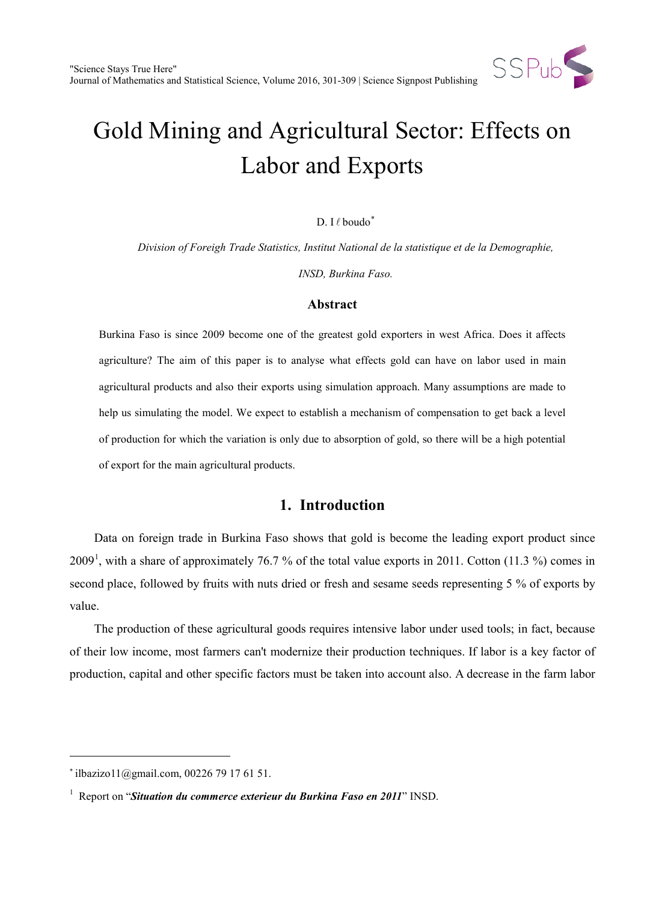# Gold Mining and Agricultural Sector: Effects on Labor and Exports

D. Iℓboudo[*]

*Division of Foreign Trade Statistics, Institut National de la statistique et de la Demographie, INSD, Burkina Faso.*

### Abstract

Burkina Faso is since 2009 become one of the greatest gold exporters in west Africa. Does it affects agriculture? The aim of this paper is to analyse what effects gold can have on labor used in main agricultural products and also their exports using simulation approach. Many assumptions are made to help us simulating the model. We expect to establish a mechanism of compensation to get back a level of production for which the variation is only due to absorption of gold, so there will be a high potential of export for the main agricultural products.

## 1. Introduction

Data on foreign trade in Burkina Faso shows that gold is become the leading export product since 2009[1], with a share of approximately 76.7 % of the total value exports in 2011. Cotton (11.3 %) comes in second place, followed by fruits with nuts dried or fresh and sesame seeds representing 5 % of exports by value.

The production of these agricultural goods requires intensive labor under used tools; in fact, because of their low income, most farmers can't modernize their production techniques. If labor is a key factor of production, capital and other specific factors must be taken into account also. A decrease in the farm labor

---

[*] ilbazizo11@gmail.com, 00226 79 17 61 51.

[1] Report on "***Situation du commerce exterieur du Burkina Faso en 2011***" INSD.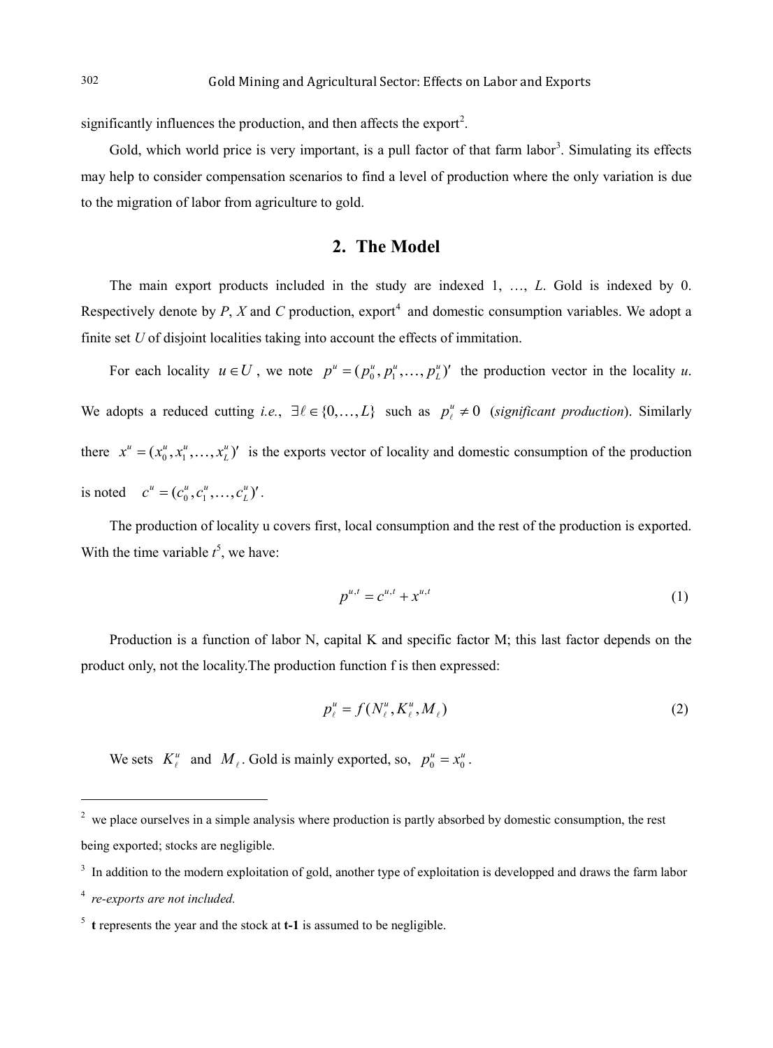significantly influences the production, and then affects the export[2].

Gold, which world price is very important, is a pull factor of that farm labor[3]. Simulating its effects may help to consider compensation scenarios to find a level of production where the only variation is due to the migration of labor from agriculture to gold.

## 2. The Model

The main export products included in the study are indexed 1, …, $L$. Gold is indexed by 0. Respectively denote by $P$, $X$ and $C$ production, export[4] and domestic consumption variables. We adopt a finite set $U$ of disjoint localities taking into account the effects of immitation.

For each locality $u \in U$, we note $p^u = (p_0^u, p_1^u, \ldots, p_L^u)'$ the production vector in the locality $u$. We adopts a reduced cutting *i.e.*, $\exists \ell \in \{0, \ldots, L\}$ such as $p_\ell^u \neq 0$ (*significant production*). Similarly there $x^u = (x_0^u, x_1^u, \ldots, x_L^u)'$ is the exports vector of locality and domestic consumption of the production is noted $c^u = (c_0^u, c_1^u, \ldots, c_L^u)'$.

The production of locality u covers first, local consumption and the rest of the production is exported. With the time variable $t$[5], we have:

$$p^{u,t} = c^{u,t} + x^{u,t} \tag{1}$$

Production is a function of labor N, capital K and specific factor M; this last factor depends on the product only, not the locality.The production function f is then expressed:

$$p_\ell^u = f(N_\ell^u, K_\ell^u, M_\ell) \tag{2}$$

We sets $K_\ell^u$ and $M_\ell$. Gold is mainly exported, so, $p_0^u = x_0^u$.

---

[2] we place ourselves in a simple analysis where production is partly absorbed by domestic consumption, the rest being exported; stocks are negligible.

[3] In addition to the modern exploitation of gold, another type of exploitation is developped and draws the farm labor

[4] *re-exports are not included.*

[5] **t** represents the year and the stock at **t-1** is assumed to be negligible.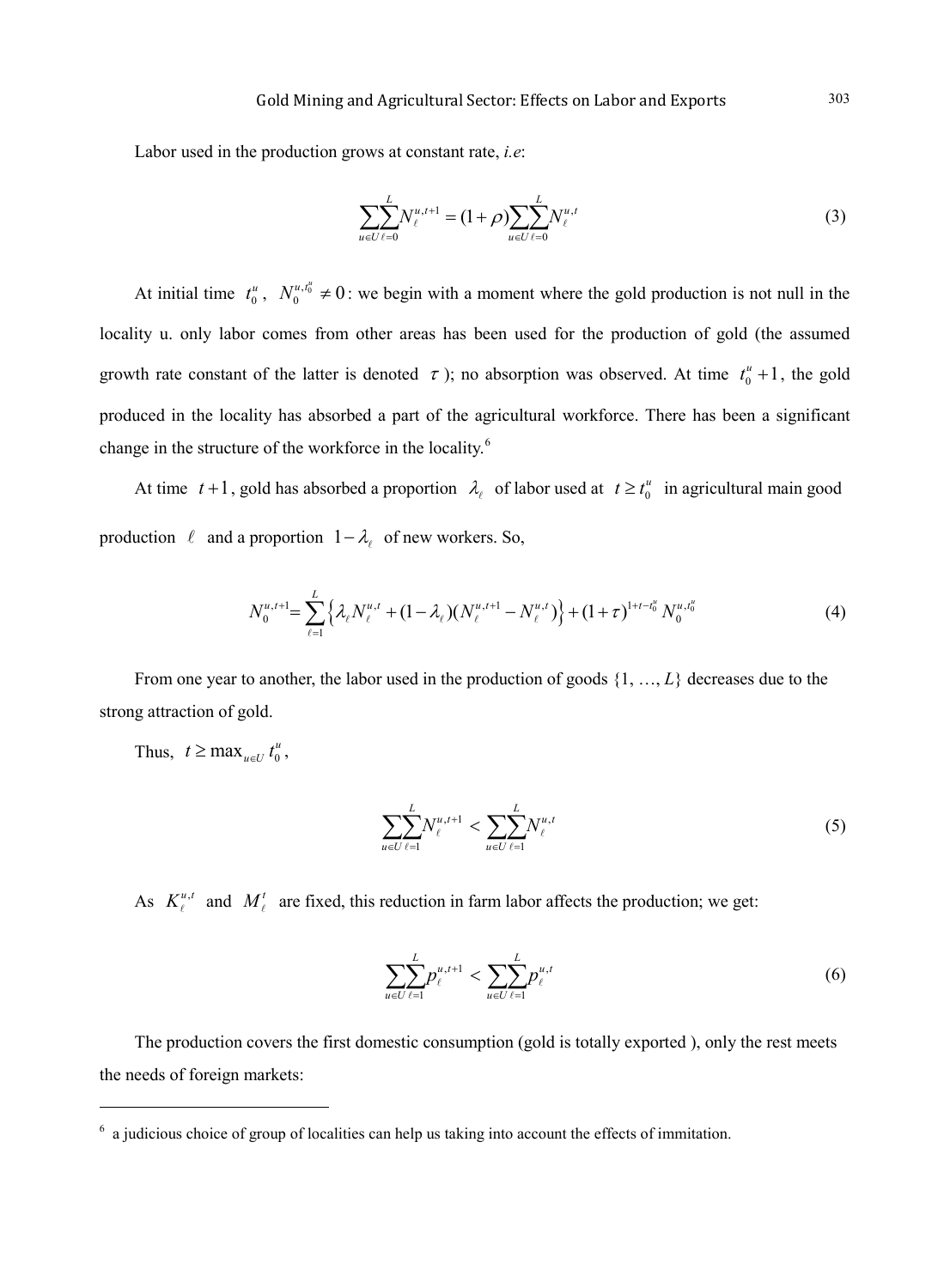Labor used in the production grows at constant rate, *i.e*:

$$\sum_{u\in U}\sum_{\ell=0}^{L} N_{\ell}^{u,t+1} = (1+\rho)\sum_{u\in U}\sum_{\ell=0}^{L} N_{\ell}^{u,t} \tag{3}$$

At initial time $t_0^u$, $N_0^{u,t_0^u} \neq 0$: we begin with a moment where the gold production is not null in the locality u. only labor comes from other areas has been used for the production of gold (the assumed growth rate constant of the latter is denoted $\tau$); no absorption was observed. At time $t_0^u + 1$, the gold produced in the locality has absorbed a part of the agricultural workforce. There has been a significant change in the structure of the workforce in the locality.[6]

At time $t+1$, gold has absorbed a proportion $\lambda_\ell$ of labor used at $t \geq t_0^u$ in agricultural main good production $\ell$ and a proportion $1-\lambda_\ell$ of new workers. So,

$$N_0^{u,t+1} = \sum_{\ell=1}^{L}\left\{\lambda_\ell N_\ell^{u,t} + (1-\lambda_\ell)(N_\ell^{u,t+1} - N_\ell^{u,t})\right\} + (1+\tau)^{1+t-t_0^u} N_0^{u,t_0^u} \tag{4}$$

From one year to another, the labor used in the production of goods $\{1, \ldots, L\}$ decreases due to the strong attraction of gold.

Thus, $t \geq \max_{u\in U} t_0^u$,

$$\sum_{u\in U}\sum_{\ell=1}^{L} N_{\ell}^{u,t+1} < \sum_{u\in U}\sum_{\ell=1}^{L} N_{\ell}^{u,t} \tag{5}$$

As $K_\ell^{u,t}$ and $M_\ell^t$ are fixed, this reduction in farm labor affects the production; we get:

$$\sum_{u\in U}\sum_{\ell=1}^{L} p_{\ell}^{u,t+1} < \sum_{u\in U}\sum_{\ell=1}^{L} p_{\ell}^{u,t} \tag{6}$$

The production covers the first domestic consumption (gold is totally exported ), only the rest meets the needs of foreign markets:

---

[6] a judicious choice of group of localities can help us taking into account the effects of immitation.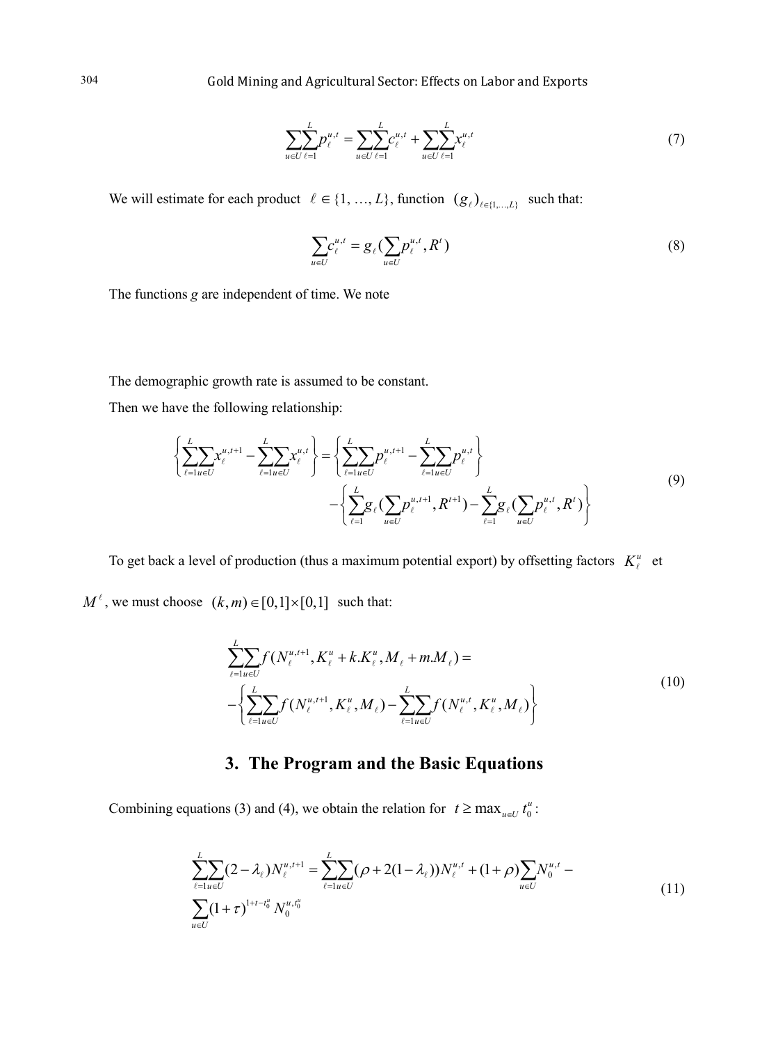$$\sum_{u \in U} \sum_{\ell=1}^{L} p_{\ell}^{u,t} = \sum_{u \in U} \sum_{\ell=1}^{L} c_{\ell}^{u,t} + \sum_{u \in U} \sum_{\ell=1}^{L} x_{\ell}^{u,t} \tag{7}$$

We will estimate for each product $\ell \in \{1, \ldots, L\}$, function $(g_{\ell})_{\ell \in \{1,\ldots,L\}}$ such that:

$$\sum_{u \in U} c_{\ell}^{u,t} = g_{\ell}\left(\sum_{u \in U} p_{\ell}^{u,t}, R^{t}\right) \tag{8}$$

The functions $g$ are independent of time. We note

The demographic growth rate is assumed to be constant.

Then we have the following relationship:

$$\begin{aligned} \left\{ \sum_{\ell=1}^{L} \sum_{u \in U} x_{\ell}^{u,t+1} - \sum_{\ell=1}^{L} \sum_{u \in U} x_{\ell}^{u,t} \right\} &= \left\{ \sum_{\ell=1}^{L} \sum_{u \in U} p_{\ell}^{u,t+1} - \sum_{\ell=1}^{L} \sum_{u \in U} p_{\ell}^{u,t} \right\} \\ &\quad - \left\{ \sum_{\ell=1}^{L} g_{\ell}\left(\sum_{u \in U} p_{\ell}^{u,t+1}, R^{t+1}\right) - \sum_{\ell=1}^{L} g_{\ell}\left(\sum_{u \in U} p_{\ell}^{u,t}, R^{t}\right) \right\} \end{aligned} \tag{9}$$

To get back a level of production (thus a maximum potential export) by offsetting factors $K_{\ell}^{u}$ et $M^{\ell}$, we must choose $(k, m) \in [0,1] \times [0,1]$ such that:

$$\begin{aligned} &\sum_{\ell=1}^{L} \sum_{u \in U} f(N_{\ell}^{u,t+1}, K_{\ell}^{u} + k.K_{\ell}^{u}, M_{\ell} + m.M_{\ell}) = \\ &-\left\{ \sum_{\ell=1}^{L} \sum_{u \in U} f(N_{\ell}^{u,t+1}, K_{\ell}^{u}, M_{\ell}) - \sum_{\ell=1}^{L} \sum_{u \in U} f(N_{\ell}^{u,t}, K_{\ell}^{u}, M_{\ell}) \right\} \end{aligned} \tag{10}$$

## 3. The Program and the Basic Equations

Combining equations (3) and (4), we obtain the relation for $t \geq \max_{u \in U} t_0^u$:

$$\begin{aligned} &\sum_{\ell=1}^{L} \sum_{u \in U} (2 - \lambda_{\ell}) N_{\ell}^{u,t+1} = \sum_{\ell=1}^{L} \sum_{u \in U} (\rho + 2(1 - \lambda_{\ell})) N_{\ell}^{u,t} + (1 + \rho) \sum_{u \in U} N_{0}^{u,t} - \\ &\sum_{u \in U} (1 + \tau)^{1+t-t_0^u} N_0^{u,t_0^u} \end{aligned} \tag{11}$$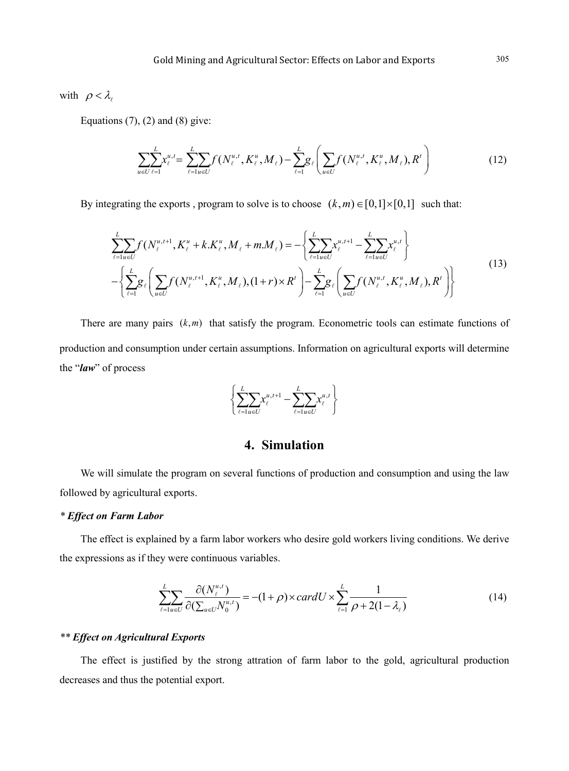with $\rho < \lambda_\ell$

Equations (7), (2) and (8) give:

$$\sum_{u\in U}\sum_{\ell=1}^{L} x_\ell^{u,t} = \sum_{\ell=1}^{L}\sum_{u\in U} f(N_\ell^{u,t}, K_\ell^u, M_\ell) - \sum_{\ell=1}^{L} g_\ell\left(\sum_{u\in U} f(N_\ell^{u,t}, K_\ell^u, M_\ell), R^t\right) \tag{12}$$

By integrating the exports , program to solve is to choose $(k,m)\in[0,1]\times[0,1]$ such that:

$$\begin{aligned}\sum_{\ell=1}^{L}\sum_{u\in U} f(N_\ell^{u,t+1}, K_\ell^u + k.K_\ell^u, M_\ell + m.M_\ell) = -\left\{\sum_{\ell=1}^{L}\sum_{u\in U} x_\ell^{u,t+1} - \sum_{\ell=1}^{L}\sum_{u\in U} x_\ell^{u,t}\right\} \\ -\left\{\sum_{\ell=1}^{L} g_\ell\left(\sum_{u\in U} f(N_\ell^{u,t+1}, K_\ell^u, M_\ell), (1+r)\times R^t\right) - \sum_{\ell=1}^{L} g_\ell\left(\sum_{u\in U} f(N_\ell^{u,t}, K_\ell^u, M_\ell), R^t\right)\right\}\end{aligned} \tag{13}$$

There are many pairs $(k,m)$ that satisfy the program. Econometric tools can estimate functions of production and consumption under certain assumptions. Information on agricultural exports will determine the "***law***" of process

$$\left\{\sum_{\ell=1}^{L}\sum_{u\in U} x_\ell^{u,t+1} - \sum_{\ell=1}^{L}\sum_{u\in U} x_\ell^{u,t}\right\}$$

## 4. Simulation

We will simulate the program on several functions of production and consumption and using the law followed by agricultural exports.

*\* **Effect on Farm Labor***

The effect is explained by a farm labor workers who desire gold workers living conditions. We derive the expressions as if they were continuous variables.

$$\sum_{\ell=1}^{L}\sum_{u\in U} \frac{\partial(N_\ell^{u,t})}{\partial(\sum_{u\in U} N_0^{u,t})} = -(1+\rho)\times cardU \times \sum_{\ell=1}^{L} \frac{1}{\rho + 2(1-\lambda_\ell)} \tag{14}$$

*\*\* **Effect on Agricultural Exports***

The effect is justified by the strong attration of farm labor to the gold, agricultural production decreases and thus the potential export.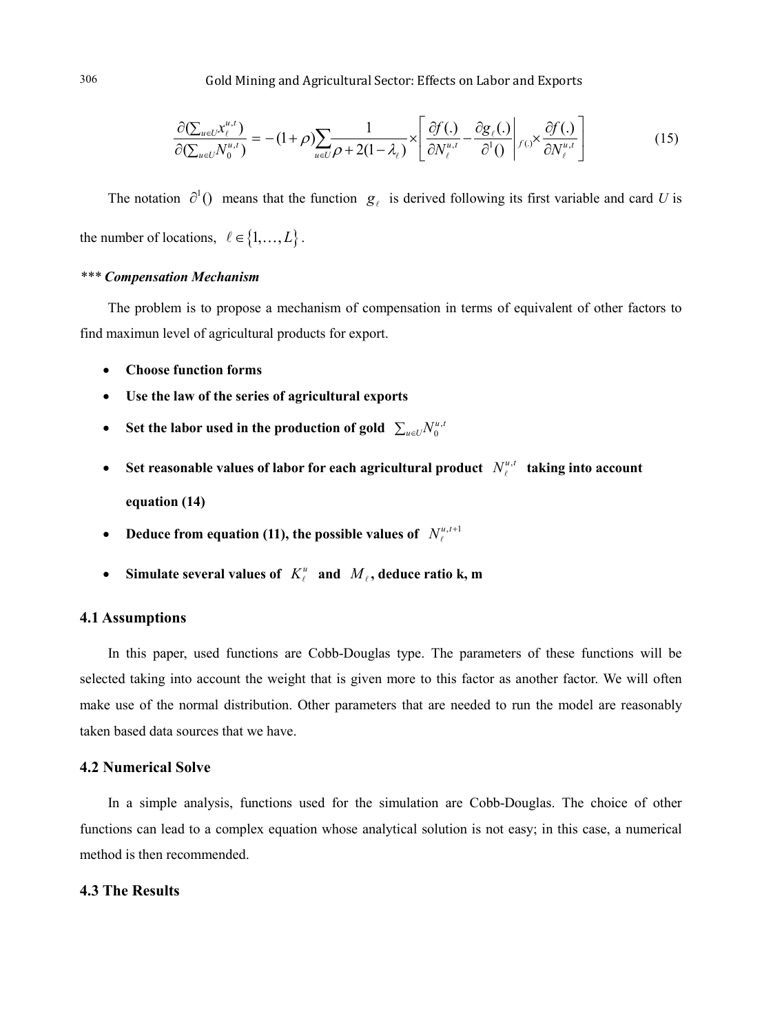$$\frac{\partial(\sum_{u\in U} x_{\ell}^{u,t})}{\partial(\sum_{u\in U} N_0^{u,t})} = -(1+\rho)\sum_{u\in U}\frac{1}{\rho+2(1-\lambda_{\ell})}\times\left[\frac{\partial f(.)}{\partial N_{\ell}^{u,t}} - \frac{\partial g_{\ell}(.)}{\partial^1()}\bigg|_{f(.)}\times\frac{\partial f(.)}{\partial N_{\ell}^{u,t}}\right] \tag{15}$$

The notation $\partial^1()$ means that the function $g_{\ell}$ is derived following its first variable and card $U$ is the number of locations, $\ell \in \{1,\ldots,L\}$.

*\*\*\* **Compensation Mechanism***

The problem is to propose a mechanism of compensation in terms of equivalent of other factors to find maximun level of agricultural products for export.

- **Choose function forms**
- **Use the law of the series of agricultural exports**
- **Set the labor used in the production of gold $\sum_{u\in U} N_0^{u,t}$**
- **Set reasonable values of labor for each agricultural product $N_{\ell}^{u,t}$ taking into account equation (14)**
- **Deduce from equation (11), the possible values of $N_{\ell}^{u,t+1}$**
- **Simulate several values of $K_{\ell}^{u}$ and $M_{\ell}$, deduce ratio k, m**

## 4.1 Assumptions

In this paper, used functions are Cobb-Douglas type. The parameters of these functions will be selected taking into account the weight that is given more to this factor as another factor. We will often make use of the normal distribution. Other parameters that are needed to run the model are reasonably taken based data sources that we have.

## 4.2 Numerical Solve

In a simple analysis, functions used for the simulation are Cobb-Douglas. The choice of other functions can lead to a complex equation whose analytical solution is not easy; in this case, a numerical method is then recommended.

## 4.3 The Results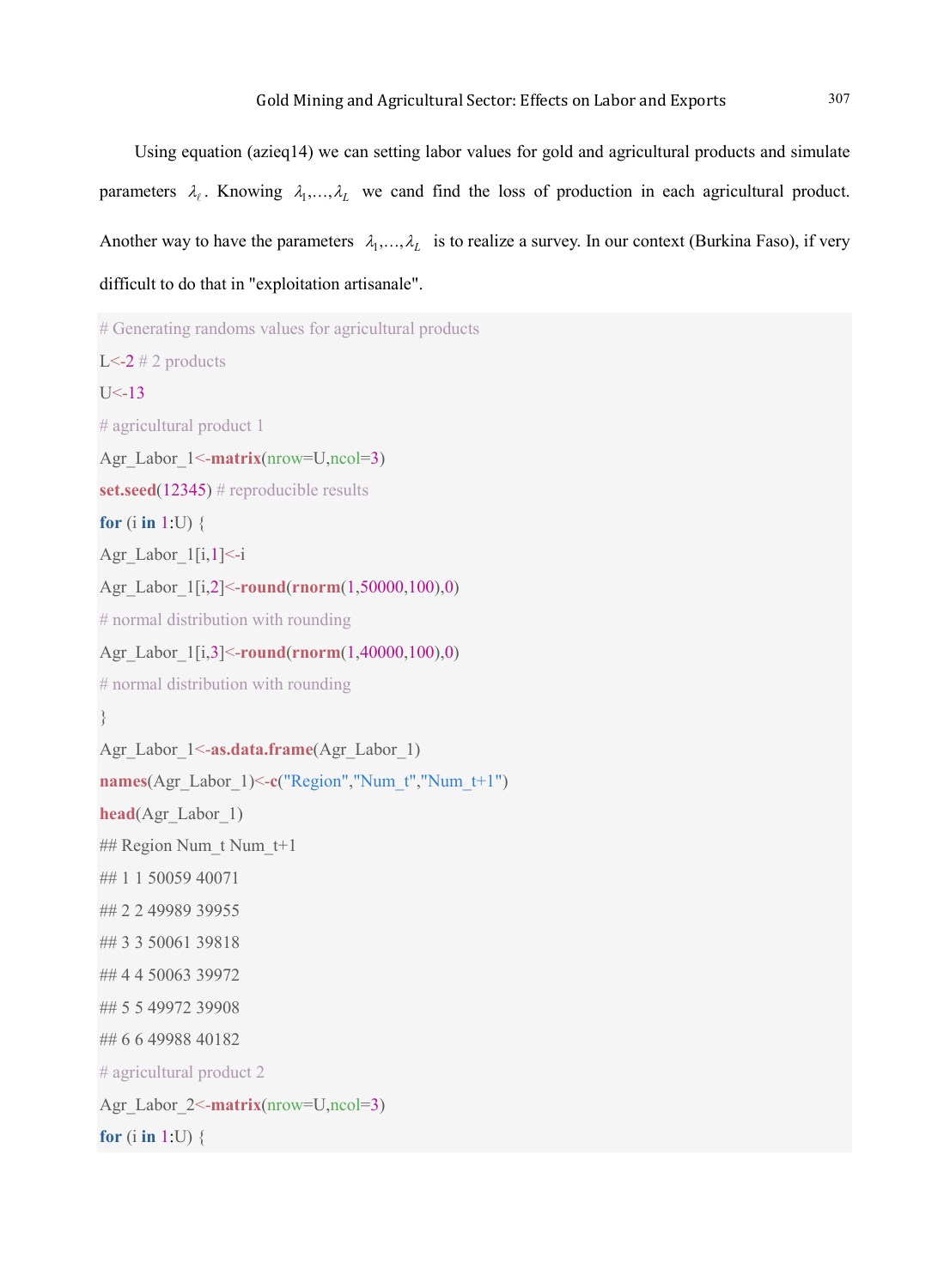Using equation (azieq14) we can setting labor values for gold and agricultural products and simulate parameters $\lambda_\ell$. Knowing $\lambda_1,\ldots,\lambda_L$ we cand find the loss of production in each agricultural product. Another way to have the parameters $\lambda_1,\ldots,\lambda_L$ is to realize a survey. In our context (Burkina Faso), if very difficult to do that in "exploitation artisanale".

```
# Generating randoms values for agricultural products
L<-2 # 2 products
U<-13
# agricultural product 1
Agr_Labor_1<-matrix(nrow=U,ncol=3)
set.seed(12345) # reproducible results
for (i in 1:U) {
Agr_Labor_1[i,1]<-i
Agr_Labor_1[i,2]<-round(rnorm(1,50000,100),0)
# normal distribution with rounding
Agr_Labor_1[i,3]<-round(rnorm(1,40000,100),0)
# normal distribution with rounding
}
Agr_Labor_1<-as.data.frame(Agr_Labor_1)
names(Agr_Labor_1)<-c("Region","Num_t","Num_t+1")
head(Agr_Labor_1)
## Region Num_t Num_t+1
## 1 1 50059 40071
## 2 2 49989 39955
## 3 3 50061 39818
## 4 4 50063 39972
## 5 5 49972 39908
## 6 6 49988 40182
# agricultural product 2
Agr_Labor_2<-matrix(nrow=U,ncol=3)
for (i in 1:U) {
```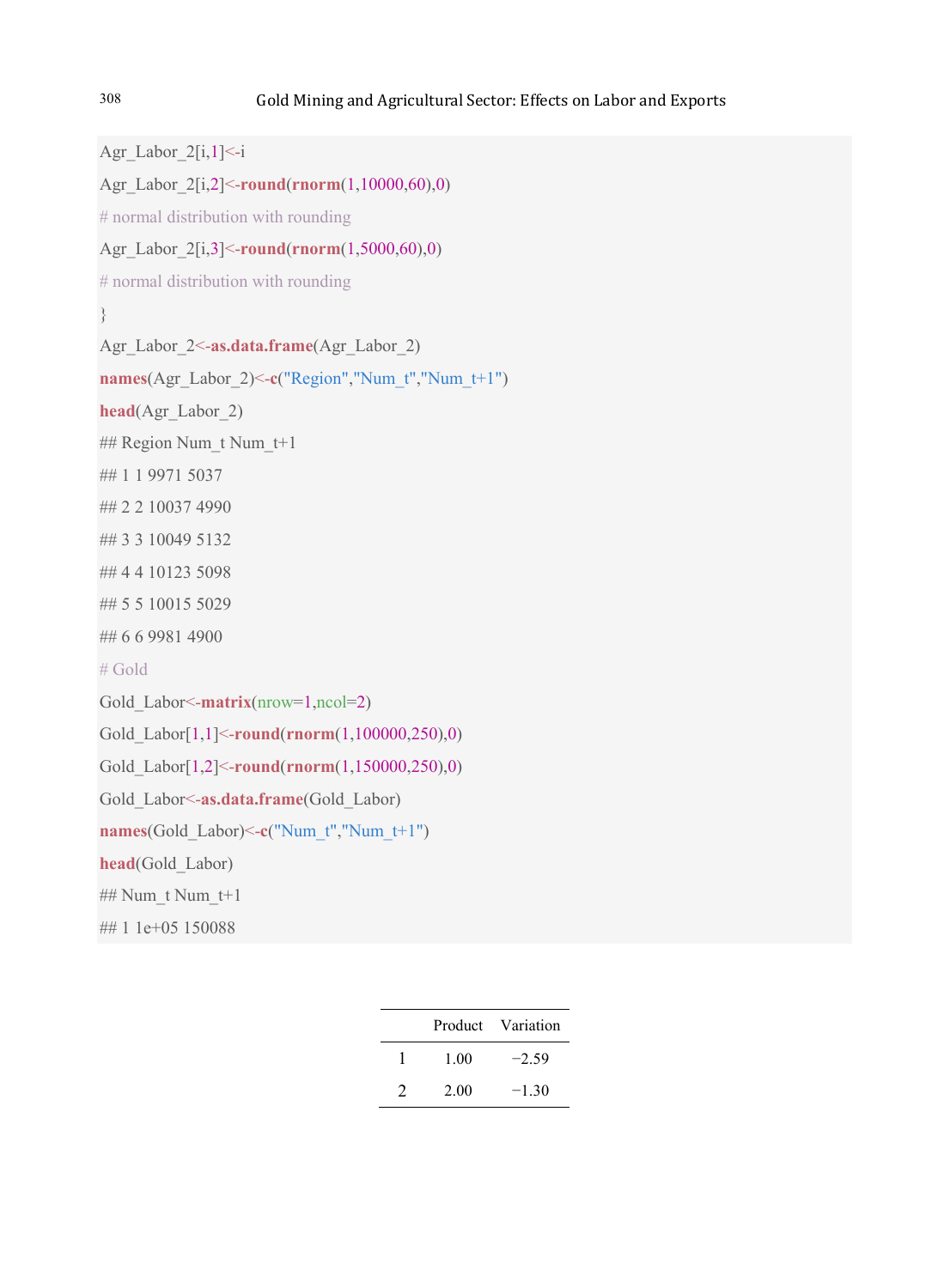```
Agr_Labor_2[i,1]<-i
Agr_Labor_2[i,2]<-round(rnorm(1,10000,60),0)
# normal distribution with rounding
Agr_Labor_2[i,3]<-round(rnorm(1,5000,60),0)
# normal distribution with rounding
}
Agr_Labor_2<-as.data.frame(Agr_Labor_2)
names(Agr_Labor_2)<-c("Region","Num_t","Num_t+1")
head(Agr_Labor_2)
## Region Num_t Num_t+1
## 1 1 9971 5037
## 2 2 10037 4990
## 3 3 10049 5132
## 4 4 10123 5098
## 5 5 10015 5029
## 6 6 9981 4900
# Gold
Gold_Labor<-matrix(nrow=1,ncol=2)
Gold_Labor[1,1]<-round(rnorm(1,100000,250),0)
Gold_Labor[1,2]<-round(rnorm(1,150000,250),0)
Gold_Labor<-as.data.frame(Gold_Labor)
names(Gold_Labor)<-c("Num_t","Num_t+1")
head(Gold_Labor)
## Num_t Num_t+1
## 1 1e+05 150088
```

| | Product | Variation |
|---|---|---|
| 1 | 1.00 | −2.59 |
| 2 | 2.00 | −1.30 |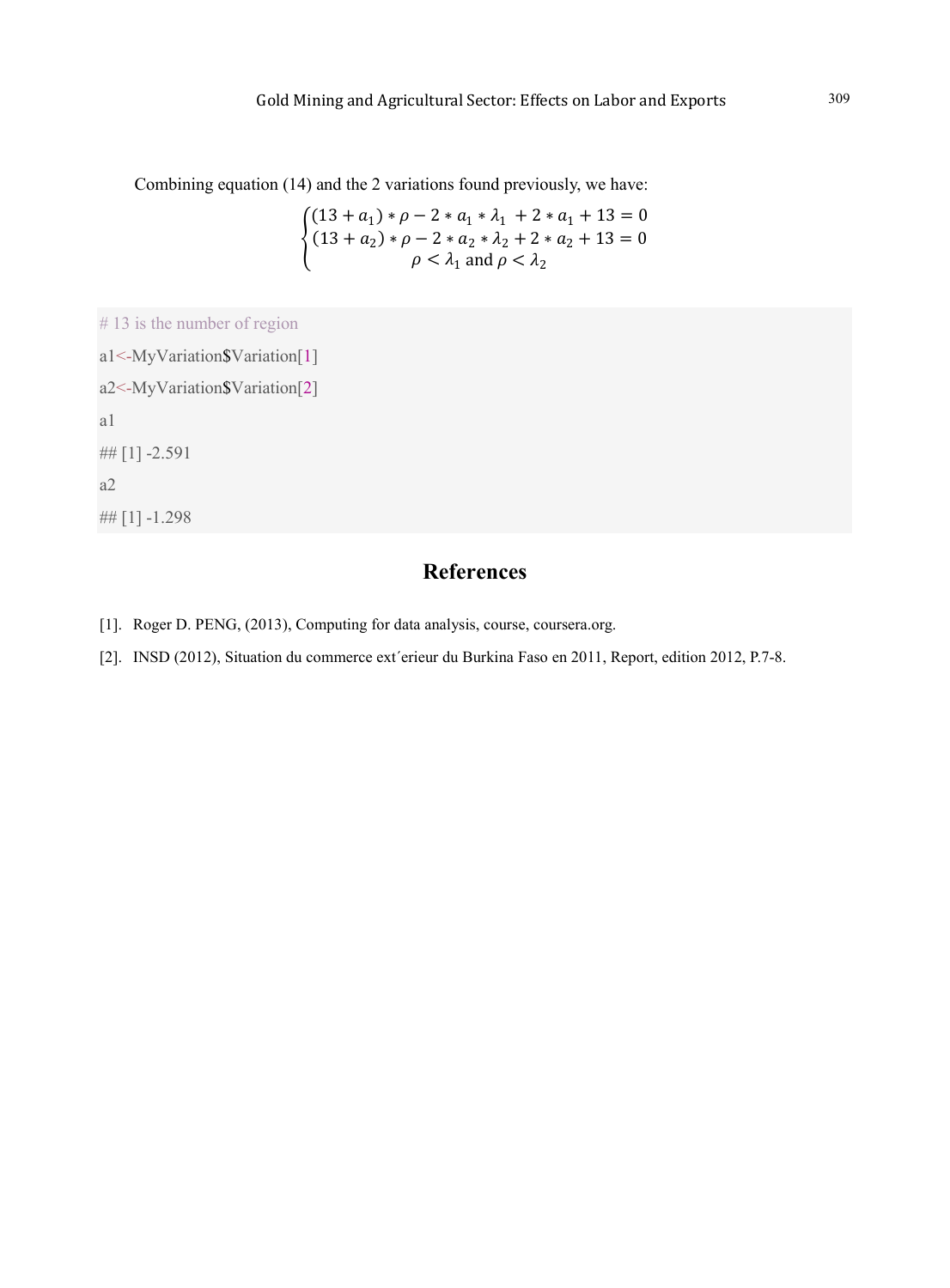Combining equation (14) and the 2 variations found previously, we have:

$$\begin{cases} (13 + a_1) * \rho - 2 * a_1 * \lambda_1 + 2 * a_1 + 13 = 0 \\ (13 + a_2) * \rho - 2 * a_2 * \lambda_2 + 2 * a_2 + 13 = 0 \\ \rho < \lambda_1 \text{ and } \rho < \lambda_2 \end{cases}$$

```
# 13 is the number of region
a1<-MyVariation$Variation[1]
a2<-MyVariation$Variation[2]
a1
## [1] -2.591
a2
## [1] -1.298
```

## References

[1]. Roger D. PENG, (2013), Computing for data analysis, course, coursera.org.

[2]. INSD (2012), Situation du commerce ext´erieur du Burkina Faso en 2011, Report, edition 2012, P.7-8.